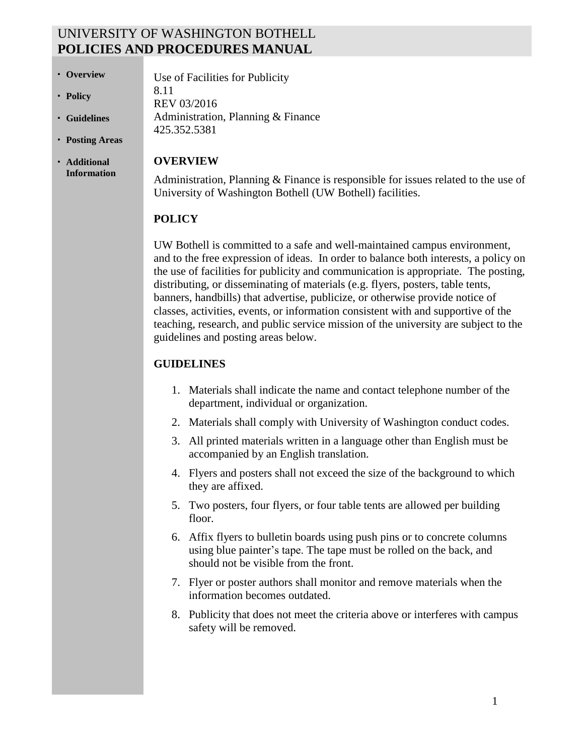# UNIVERSITY OF WASHINGTON BOTHELL
# POLICIES AND PROCEDURES MANUAL

- **Overview**
- **Policy**
- **Guidelines**
- **Posting Areas**
- **Additional Information**

Use of Facilities for Publicity
8.11
REV 03/2016
Administration, Planning & Finance
425.352.5381

## OVERVIEW

Administration, Planning & Finance is responsible for issues related to the use of University of Washington Bothell (UW Bothell) facilities.

## POLICY

UW Bothell is committed to a safe and well-maintained campus environment, and to the free expression of ideas. In order to balance both interests, a policy on the use of facilities for publicity and communication is appropriate. The posting, distributing, or disseminating of materials (e.g. flyers, posters, table tents, banners, handbills) that advertise, publicize, or otherwise provide notice of classes, activities, events, or information consistent with and supportive of the teaching, research, and public service mission of the university are subject to the guidelines and posting areas below.

## GUIDELINES

1. Materials shall indicate the name and contact telephone number of the department, individual or organization.
2. Materials shall comply with University of Washington conduct codes.
3. All printed materials written in a language other than English must be accompanied by an English translation.
4. Flyers and posters shall not exceed the size of the background to which they are affixed.
5. Two posters, four flyers, or four table tents are allowed per building floor.
6. Affix flyers to bulletin boards using push pins or to concrete columns using blue painter's tape. The tape must be rolled on the back, and should not be visible from the front.
7. Flyer or poster authors shall monitor and remove materials when the information becomes outdated.
8. Publicity that does not meet the criteria above or interferes with campus safety will be removed.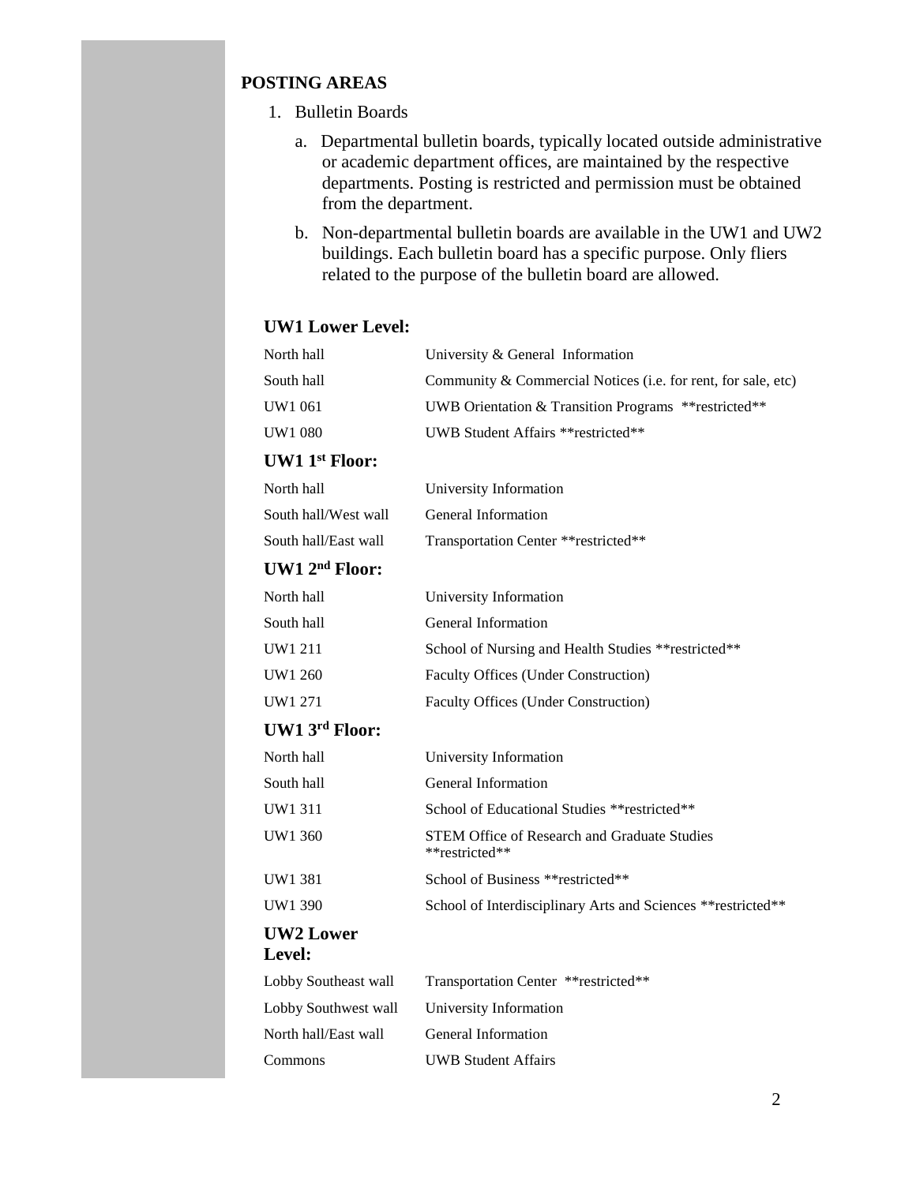## POSTING AREAS

1. Bulletin Boards

   a. Departmental bulletin boards, typically located outside administrative or academic department offices, are maintained by the respective departments. Posting is restricted and permission must be obtained from the department.

   b. Non-departmental bulletin boards are available in the UW1 and UW2 buildings. Each bulletin board has a specific purpose. Only fliers related to the purpose of the bulletin board are allowed.

### UW1 Lower Level:

| | |
|---|---|
| North hall | University & General Information |
| South hall | Community & Commercial Notices (i.e. for rent, for sale, etc) |
| UW1 061 | UWB Orientation & Transition Programs **restricted** |
| UW1 080 | UWB Student Affairs **restricted** |

### UW1 1st Floor:

| | |
|---|---|
| North hall | University Information |
| South hall/West wall | General Information |
| South hall/East wall | Transportation Center **restricted** |

### UW1 2nd Floor:

| | |
|---|---|
| North hall | University Information |
| South hall | General Information |
| UW1 211 | School of Nursing and Health Studies **restricted** |
| UW1 260 | Faculty Offices (Under Construction) |
| UW1 271 | Faculty Offices (Under Construction) |

### UW1 3rd Floor:

| | |
|---|---|
| North hall | University Information |
| South hall | General Information |
| UW1 311 | School of Educational Studies **restricted** |
| UW1 360 | STEM Office of Research and Graduate Studies **restricted** |
| UW1 381 | School of Business **restricted** |
| UW1 390 | School of Interdisciplinary Arts and Sciences **restricted** |

### UW2 Lower Level:

| | |
|---|---|
| Lobby Southeast wall | Transportation Center **restricted** |
| Lobby Southwest wall | University Information |
| North hall/East wall | General Information |
| Commons | UWB Student Affairs |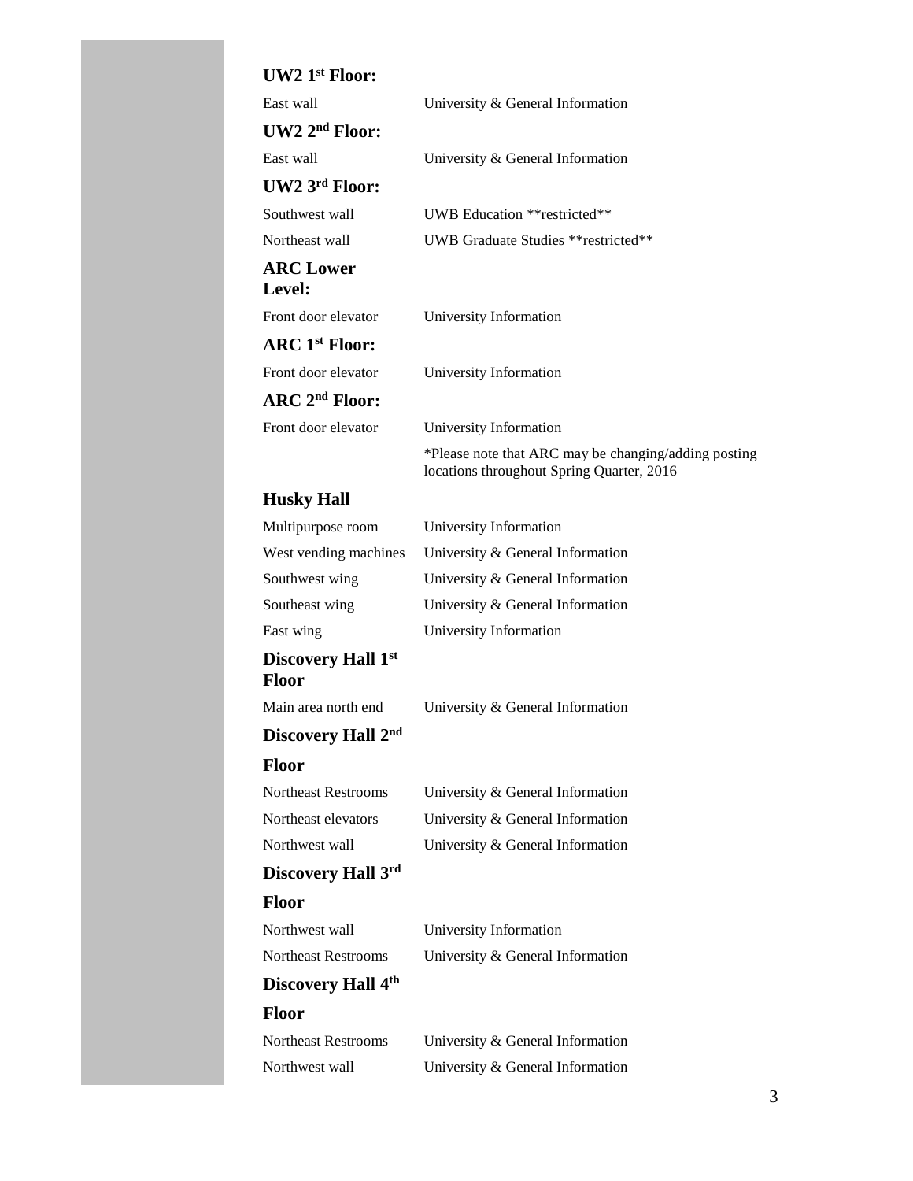**UW2 1st Floor:**

| | |
|---|---|
| East wall | University & General Information |

**UW2 2nd Floor:**

| | |
|---|---|
| East wall | University & General Information |

**UW2 3rd Floor:**

| | |
|---|---|
| Southwest wall | UWB Education **restricted** |
| Northeast wall | UWB Graduate Studies **restricted** |

**ARC Lower Level:**

| | |
|---|---|
| Front door elevator | University Information |

**ARC 1st Floor:**

| | |
|---|---|
| Front door elevator | University Information |

**ARC 2nd Floor:**

| | |
|---|---|
| Front door elevator | University Information |
| | *Please note that ARC may be changing/adding posting locations throughout Spring Quarter, 2016 |

**Husky Hall**

| | |
|---|---|
| Multipurpose room | University Information |
| West vending machines | University & General Information |
| Southwest wing | University & General Information |
| Southeast wing | University & General Information |
| East wing | University Information |

**Discovery Hall 1st Floor**

| | |
|---|---|
| Main area north end | University & General Information |

**Discovery Hall 2nd Floor**

| | |
|---|---|
| Northeast Restrooms | University & General Information |
| Northeast elevators | University & General Information |
| Northwest wall | University & General Information |

**Discovery Hall 3rd Floor**

| | |
|---|---|
| Northwest wall | University Information |
| Northeast Restrooms | University & General Information |

**Discovery Hall 4th Floor**

| | |
|---|---|
| Northeast Restrooms | University & General Information |
| Northwest wall | University & General Information |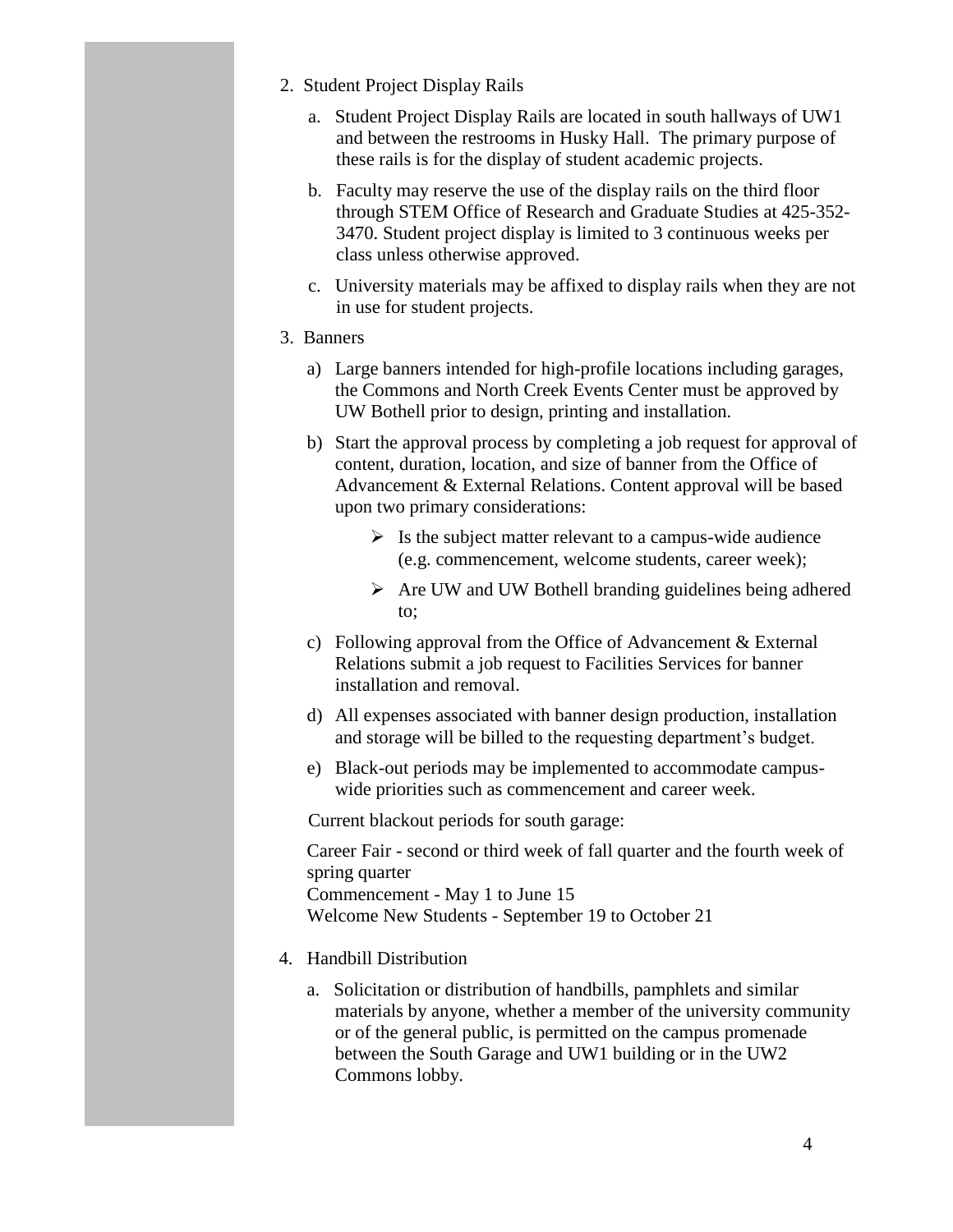2. Student Project Display Rails

   a. Student Project Display Rails are located in south hallways of UW1 and between the restrooms in Husky Hall. The primary purpose of these rails is for the display of student academic projects.

   b. Faculty may reserve the use of the display rails on the third floor through STEM Office of Research and Graduate Studies at 425-352-3470. Student project display is limited to 3 continuous weeks per class unless otherwise approved.

   c. University materials may be affixed to display rails when they are not in use for student projects.

3. Banners

   a) Large banners intended for high-profile locations including garages, the Commons and North Creek Events Center must be approved by UW Bothell prior to design, printing and installation.

   b) Start the approval process by completing a job request for approval of content, duration, location, and size of banner from the Office of Advancement & External Relations. Content approval will be based upon two primary considerations:

      - Is the subject matter relevant to a campus-wide audience (e.g. commencement, welcome students, career week);
      - Are UW and UW Bothell branding guidelines being adhered to;

   c) Following approval from the Office of Advancement & External Relations submit a job request to Facilities Services for banner installation and removal.

   d) All expenses associated with banner design production, installation and storage will be billed to the requesting department's budget.

   e) Black-out periods may be implemented to accommodate campus-wide priorities such as commencement and career week.

   Current blackout periods for south garage:

   Career Fair - second or third week of fall quarter and the fourth week of spring quarter
   Commencement - May 1 to June 15
   Welcome New Students - September 19 to October 21

4. Handbill Distribution

   a. Solicitation or distribution of handbills, pamphlets and similar materials by anyone, whether a member of the university community or of the general public, is permitted on the campus promenade between the South Garage and UW1 building or in the UW2 Commons lobby.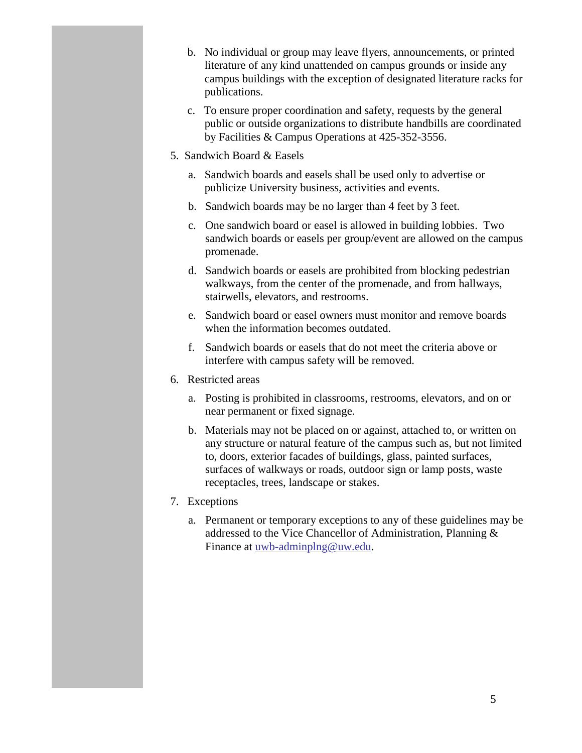b. No individual or group may leave flyers, announcements, or printed literature of any kind unattended on campus grounds or inside any campus buildings with the exception of designated literature racks for publications.

   c. To ensure proper coordination and safety, requests by the general public or outside organizations to distribute handbills are coordinated by Facilities & Campus Operations at 425-352-3556.

5. Sandwich Board & Easels

   a. Sandwich boards and easels shall be used only to advertise or publicize University business, activities and events.

   b. Sandwich boards may be no larger than 4 feet by 3 feet.

   c. One sandwich board or easel is allowed in building lobbies. Two sandwich boards or easels per group/event are allowed on the campus promenade.

   d. Sandwich boards or easels are prohibited from blocking pedestrian walkways, from the center of the promenade, and from hallways, stairwells, elevators, and restrooms.

   e. Sandwich board or easel owners must monitor and remove boards when the information becomes outdated.

   f. Sandwich boards or easels that do not meet the criteria above or interfere with campus safety will be removed.

6. Restricted areas

   a. Posting is prohibited in classrooms, restrooms, elevators, and on or near permanent or fixed signage.

   b. Materials may not be placed on or against, attached to, or written on any structure or natural feature of the campus such as, but not limited to, doors, exterior facades of buildings, glass, painted surfaces, surfaces of walkways or roads, outdoor sign or lamp posts, waste receptacles, trees, landscape or stakes.

7. Exceptions

   a. Permanent or temporary exceptions to any of these guidelines may be addressed to the Vice Chancellor of Administration, Planning & Finance at uwb-adminplng@uw.edu.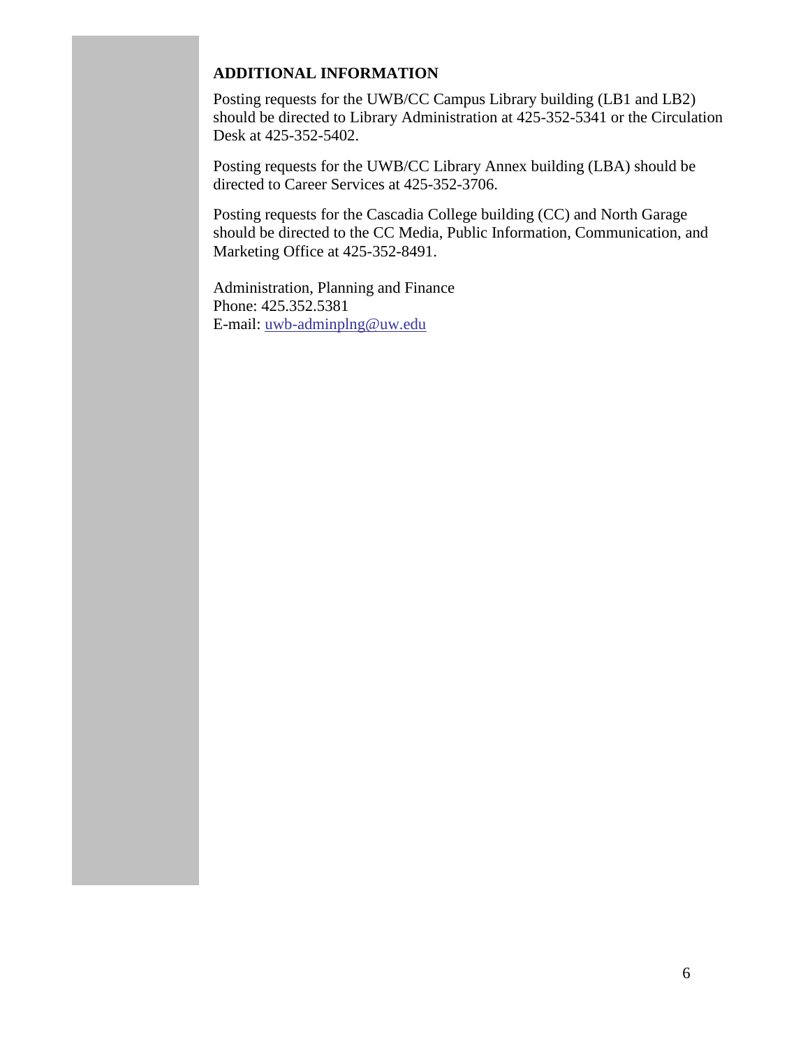## ADDITIONAL INFORMATION

Posting requests for the UWB/CC Campus Library building (LB1 and LB2) should be directed to Library Administration at 425-352-5341 or the Circulation Desk at 425-352-5402.

Posting requests for the UWB/CC Library Annex building (LBA) should be directed to Career Services at 425-352-3706.

Posting requests for the Cascadia College building (CC) and North Garage should be directed to the CC Media, Public Information, Communication, and Marketing Office at 425-352-8491.

Administration, Planning and Finance
Phone: 425.352.5381
E-mail: uwb-adminplng@uw.edu